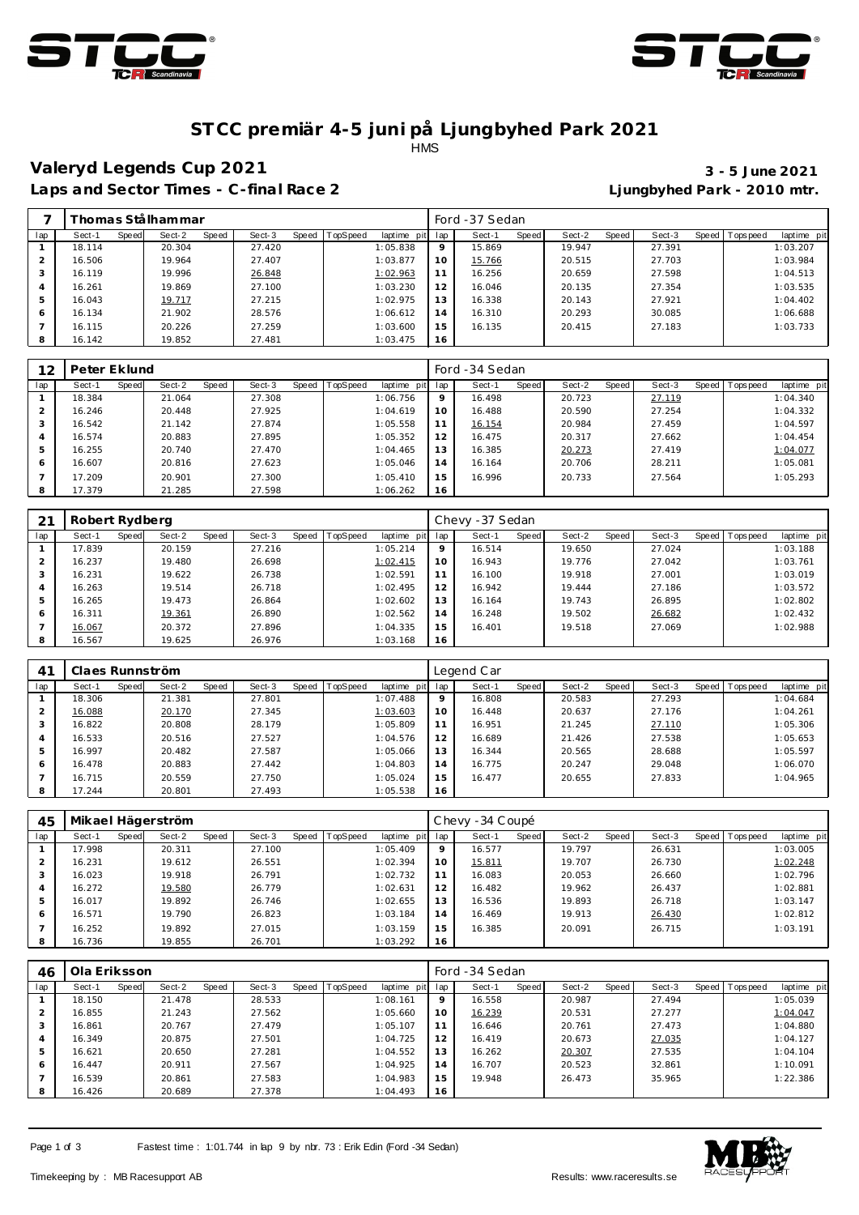# STCC premiär 4-5 juni på Ljungbyhed Park 2021

HMS

## Valeryd Legends Cup 2021

**3 - 5 June 2021**

**Laps and Sector Times - C-final Race 2**

**Ljungbyhed Park - 2010 mtr.**

| 7 | Thomas Stålhammar | | | | | | | | | Ford -37 Sedan | | | | | | | | |
|---|---|---|---|---|---|---|---|---|---|---|---|---|---|---|---|---|---|---|
| lap | Sect-1 | Speed | Sect-2 | Speed | Sect-3 | Speed | TopSpeed | laptime pit | lap | Sect-1 | Speed | Sect-2 | Speed | Sect-3 | Speed | Topspeed | laptime pit |
| 1 | 18.114 | | 20.304 | | 27.420 | | | 1:05.838 | 9 | 15.869 | | 19.947 | | 27.391 | | | 1:03.207 |
| 2 | 16.506 | | 19.964 | | 27.407 | | | 1:03.877 | 10 | 15.766 | | 20.515 | | 27.703 | | | 1:03.984 |
| 3 | 16.119 | | 19.996 | | 26.848 | | | 1:02.963 | 11 | 16.256 | | 20.659 | | 27.598 | | | 1:04.513 |
| 4 | 16.261 | | 19.869 | | 27.100 | | | 1:03.230 | 12 | 16.046 | | 20.135 | | 27.354 | | | 1:03.535 |
| 5 | 16.043 | | 19.717 | | 27.215 | | | 1:02.975 | 13 | 16.338 | | 20.143 | | 27.921 | | | 1:04.402 |
| 6 | 16.134 | | 21.902 | | 28.576 | | | 1:06.612 | 14 | 16.310 | | 20.293 | | 30.085 | | | 1:06.688 |
| 7 | 16.115 | | 20.226 | | 27.259 | | | 1:03.600 | 15 | 16.135 | | 20.415 | | 27.183 | | | 1:03.733 |
| 8 | 16.142 | | 19.852 | | 27.481 | | | 1:03.475 | 16 | | | | | | | | |

| 12 | Peter Eklund | | | | | | | | | Ford -34 Sedan | | | | | | | | |
|---|---|---|---|---|---|---|---|---|---|---|---|---|---|---|---|---|---|---|
| lap | Sect-1 | Speed | Sect-2 | Speed | Sect-3 | Speed | TopSpeed | laptime pit | lap | Sect-1 | Speed | Sect-2 | Speed | Sect-3 | Speed | Topspeed | laptime pit |
| 1 | 18.384 | | 21.064 | | 27.308 | | | 1:06.756 | 9 | 16.498 | | 20.723 | | 27.119 | | | 1:04.340 |
| 2 | 16.246 | | 20.448 | | 27.925 | | | 1:04.619 | 10 | 16.488 | | 20.590 | | 27.254 | | | 1:04.332 |
| 3 | 16.542 | | 21.142 | | 27.874 | | | 1:05.558 | 11 | 16.154 | | 20.984 | | 27.459 | | | 1:04.597 |
| 4 | 16.574 | | 20.883 | | 27.895 | | | 1:05.352 | 12 | 16.475 | | 20.317 | | 27.662 | | | 1:04.454 |
| 5 | 16.255 | | 20.740 | | 27.470 | | | 1:04.465 | 13 | 16.385 | | 20.273 | | 27.419 | | | 1:04.077 |
| 6 | 16.607 | | 20.816 | | 27.623 | | | 1:05.046 | 14 | 16.164 | | 20.706 | | 28.211 | | | 1:05.081 |
| 7 | 17.209 | | 20.901 | | 27.300 | | | 1:05.410 | 15 | 16.996 | | 20.733 | | 27.564 | | | 1:05.293 |
| 8 | 17.379 | | 21.285 | | 27.598 | | | 1:06.262 | 16 | | | | | | | | |

| 21 | Robert Rydberg | | | | | | | | | Chevy -37 Sedan | | | | | | | | |
|---|---|---|---|---|---|---|---|---|---|---|---|---|---|---|---|---|---|---|
| lap | Sect-1 | Speed | Sect-2 | Speed | Sect-3 | Speed | TopSpeed | laptime pit | lap | Sect-1 | Speed | Sect-2 | Speed | Sect-3 | Speed | Topspeed | laptime pit |
| 1 | 17.839 | | 20.159 | | 27.216 | | | 1:05.214 | 9 | 16.514 | | 19.650 | | 27.024 | | | 1:03.188 |
| 2 | 16.237 | | 19.480 | | 26.698 | | | 1:02.415 | 10 | 16.943 | | 19.776 | | 27.042 | | | 1:03.761 |
| 3 | 16.231 | | 19.622 | | 26.738 | | | 1:02.591 | 11 | 16.100 | | 19.918 | | 27.001 | | | 1:03.019 |
| 4 | 16.263 | | 19.514 | | 26.718 | | | 1:02.495 | 12 | 16.942 | | 19.444 | | 27.186 | | | 1:03.572 |
| 5 | 16.265 | | 19.473 | | 26.864 | | | 1:02.602 | 13 | 16.164 | | 19.743 | | 26.895 | | | 1:02.802 |
| 6 | 16.311 | | 19.361 | | 26.890 | | | 1:02.562 | 14 | 16.248 | | 19.502 | | 26.682 | | | 1:02.432 |
| 7 | 16.067 | | 20.372 | | 27.896 | | | 1:04.335 | 15 | 16.401 | | 19.518 | | 27.069 | | | 1:02.988 |
| 8 | 16.567 | | 19.625 | | 26.976 | | | 1:03.168 | 16 | | | | | | | | |

| 41 | Claes Runnström | | | | | | | | | Legend Car | | | | | | | | |
|---|---|---|---|---|---|---|---|---|---|---|---|---|---|---|---|---|---|---|
| lap | Sect-1 | Speed | Sect-2 | Speed | Sect-3 | Speed | TopSpeed | laptime pit | lap | Sect-1 | Speed | Sect-2 | Speed | Sect-3 | Speed | Topspeed | laptime pit |
| 1 | 18.306 | | 21.381 | | 27.801 | | | 1:07.488 | 9 | 16.808 | | 20.583 | | 27.293 | | | 1:04.684 |
| 2 | 16.088 | | 20.170 | | 27.345 | | | 1:03.603 | 10 | 16.448 | | 20.637 | | 27.176 | | | 1:04.261 |
| 3 | 16.822 | | 20.808 | | 28.179 | | | 1:05.809 | 11 | 16.951 | | 21.245 | | 27.110 | | | 1:05.306 |
| 4 | 16.533 | | 20.516 | | 27.527 | | | 1:04.576 | 12 | 16.689 | | 21.426 | | 27.538 | | | 1:05.653 |
| 5 | 16.997 | | 20.482 | | 27.587 | | | 1:05.066 | 13 | 16.344 | | 20.565 | | 28.688 | | | 1:05.597 |
| 6 | 16.478 | | 20.883 | | 27.442 | | | 1:04.803 | 14 | 16.775 | | 20.247 | | 29.048 | | | 1:06.070 |
| 7 | 16.715 | | 20.559 | | 27.750 | | | 1:05.024 | 15 | 16.477 | | 20.655 | | 27.833 | | | 1:04.965 |
| 8 | 17.244 | | 20.801 | | 27.493 | | | 1:05.538 | 16 | | | | | | | | |

| 45 | Mikael Hägerström | | | | | | | | | Chevy -34 Coupé | | | | | | | | |
|---|---|---|---|---|---|---|---|---|---|---|---|---|---|---|---|---|---|---|
| lap | Sect-1 | Speed | Sect-2 | Speed | Sect-3 | Speed | TopSpeed | laptime pit | lap | Sect-1 | Speed | Sect-2 | Speed | Sect-3 | Speed | Topspeed | laptime pit |
| 1 | 17.998 | | 20.311 | | 27.100 | | | 1:05.409 | 9 | 16.577 | | 19.797 | | 26.631 | | | 1:03.005 |
| 2 | 16.231 | | 19.612 | | 26.551 | | | 1:02.394 | 10 | 15.811 | | 19.707 | | 26.730 | | | 1:02.248 |
| 3 | 16.023 | | 19.918 | | 26.791 | | | 1:02.732 | 11 | 16.083 | | 20.053 | | 26.660 | | | 1:02.796 |
| 4 | 16.272 | | 19.580 | | 26.779 | | | 1:02.631 | 12 | 16.482 | | 19.962 | | 26.437 | | | 1:02.881 |
| 5 | 16.017 | | 19.892 | | 26.746 | | | 1:02.655 | 13 | 16.536 | | 19.893 | | 26.718 | | | 1:03.147 |
| 6 | 16.571 | | 19.790 | | 26.823 | | | 1:03.184 | 14 | 16.469 | | 19.913 | | 26.430 | | | 1:02.812 |
| 7 | 16.252 | | 19.892 | | 27.015 | | | 1:03.159 | 15 | 16.385 | | 20.091 | | 26.715 | | | 1:03.191 |
| 8 | 16.736 | | 19.855 | | 26.701 | | | 1:03.292 | 16 | | | | | | | | |

| 46 | Ola Eriksson | | | | | | | | | Ford -34 Sedan | | | | | | | | |
|---|---|---|---|---|---|---|---|---|---|---|---|---|---|---|---|---|---|---|
| lap | Sect-1 | Speed | Sect-2 | Speed | Sect-3 | Speed | TopSpeed | laptime pit | lap | Sect-1 | Speed | Sect-2 | Speed | Sect-3 | Speed | Topspeed | laptime pit |
| 1 | 18.150 | | 21.478 | | 28.533 | | | 1:08.161 | 9 | 16.558 | | 20.987 | | 27.494 | | | 1:05.039 |
| 2 | 16.855 | | 21.243 | | 27.562 | | | 1:05.660 | 10 | 16.239 | | 20.531 | | 27.277 | | | 1:04.047 |
| 3 | 16.861 | | 20.767 | | 27.479 | | | 1:05.107 | 11 | 16.646 | | 20.761 | | 27.473 | | | 1:04.880 |
| 4 | 16.349 | | 20.875 | | 27.501 | | | 1:04.725 | 12 | 16.419 | | 20.673 | | 27.035 | | | 1:04.127 |
| 5 | 16.621 | | 20.650 | | 27.281 | | | 1:04.552 | 13 | 16.262 | | 20.307 | | 27.535 | | | 1:04.104 |
| 6 | 16.447 | | 20.911 | | 27.567 | | | 1:04.925 | 14 | 16.707 | | 20.523 | | 32.861 | | | 1:10.091 |
| 7 | 16.539 | | 20.861 | | 27.583 | | | 1:04.983 | 15 | 19.948 | | 26.473 | | 35.965 | | | 1:22.386 |
| 8 | 16.426 | | 20.689 | | 27.378 | | | 1:04.493 | 16 | | | | | | | | |

Fastest time : 1:01.744 in lap 9 by nbr. 73 : Erik Edin (Ford -34 Sedan)

Timekeeping by : MB Racesupport AB

Results: www.raceresults.se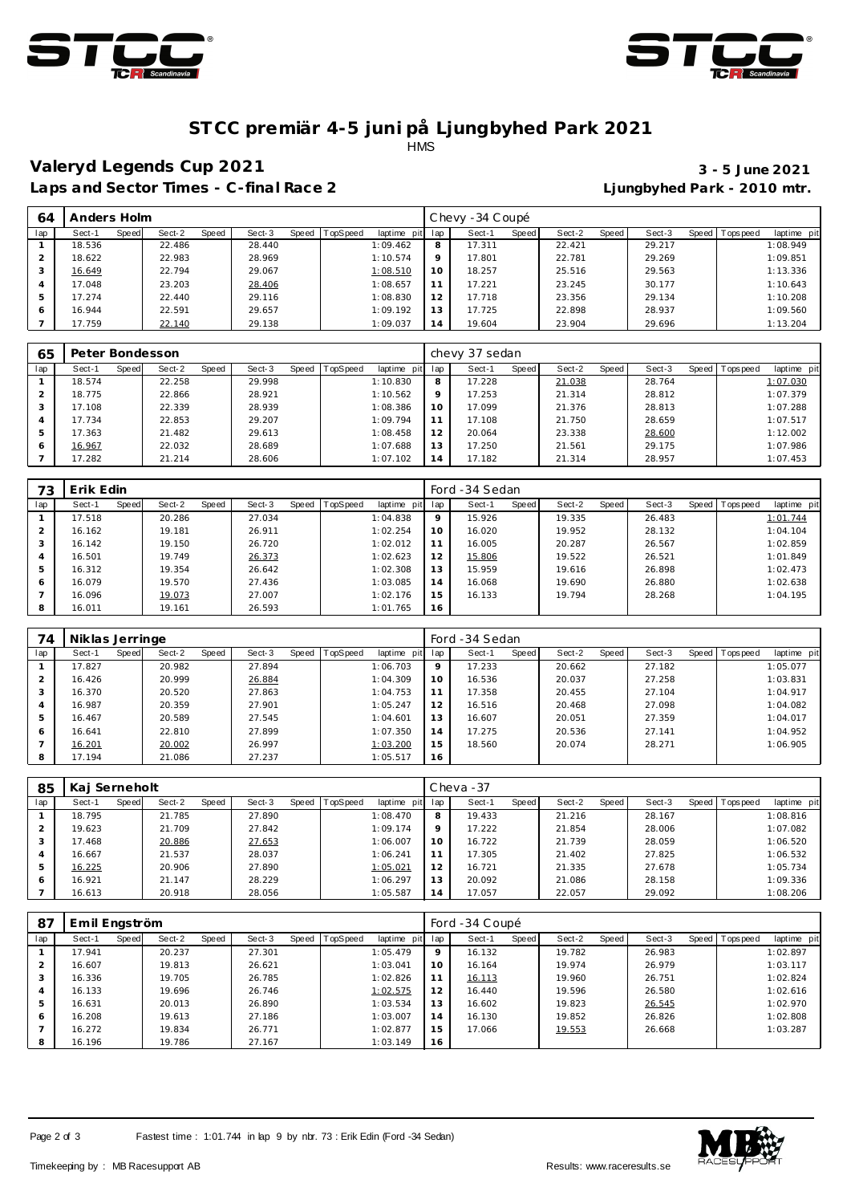# STCC premiär 4-5 juni på Ljungbyhed Park 2021

HMS

## Valeryd Legends Cup 2021

**3 - 5 June 2021**

**Laps and Sector Times - C-final Race 2**

**Ljungbyhed Park - 2010 mtr.**

| 64 | Anders Holm | | | | | | | | Chevy -34 Coupé | | | | | | | |
|---|---|---|---|---|---|---|---|---|---|---|---|---|---|---|---|---|
| lap | Sect-1 | Speed | Sect-2 | Speed | Sect-3 | Speed | TopSpeed | laptime pit | lap | Sect-1 | Speed | Sect-2 | Speed | Sect-3 | Speed Topspeed | laptime pit |
| 1 | 18.536 | | 22.486 | | 28.440 | | | 1:09.462 | 8 | 17.311 | | 22.421 | | 29.217 | | 1:08.949 |
| 2 | 18.622 | | 22.983 | | 28.969 | | | 1:10.574 | 9 | 17.801 | | 22.781 | | 29.269 | | 1:09.851 |
| 3 | 16.649 | | 22.794 | | 29.067 | | | 1:08.510 | 10 | 18.257 | | 25.516 | | 29.563 | | 1:13.336 |
| 4 | 17.048 | | 23.203 | | 28.406 | | | 1:08.657 | 11 | 17.221 | | 23.245 | | 30.177 | | 1:10.643 |
| 5 | 17.274 | | 22.440 | | 29.116 | | | 1:08.830 | 12 | 17.718 | | 23.356 | | 29.134 | | 1:10.208 |
| 6 | 16.944 | | 22.591 | | 29.657 | | | 1:09.192 | 13 | 17.725 | | 22.898 | | 28.937 | | 1:09.560 |
| 7 | 17.759 | | 22.140 | | 29.138 | | | 1:09.037 | 14 | 19.604 | | 23.904 | | 29.696 | | 1:13.204 |

| 65 | Peter Bondesson | | | | | | | | chevy 37 sedan | | | | | | | |
|---|---|---|---|---|---|---|---|---|---|---|---|---|---|---|---|---|
| lap | Sect-1 | Speed | Sect-2 | Speed | Sect-3 | Speed | TopSpeed | laptime pit | lap | Sect-1 | Speed | Sect-2 | Speed | Sect-3 | Speed Topspeed | laptime pit |
| 1 | 18.574 | | 22.258 | | 29.998 | | | 1:10.830 | 8 | 17.228 | | 21.038 | | 28.764 | | 1:07.030 |
| 2 | 18.775 | | 22.866 | | 28.921 | | | 1:10.562 | 9 | 17.253 | | 21.314 | | 28.812 | | 1:07.379 |
| 3 | 17.108 | | 22.339 | | 28.939 | | | 1:08.386 | 10 | 17.099 | | 21.376 | | 28.813 | | 1:07.288 |
| 4 | 17.734 | | 22.853 | | 29.207 | | | 1:09.794 | 11 | 17.108 | | 21.750 | | 28.659 | | 1:07.517 |
| 5 | 17.363 | | 21.482 | | 29.613 | | | 1:08.458 | 12 | 20.064 | | 23.338 | | 28.600 | | 1:12.002 |
| 6 | 16.967 | | 22.032 | | 28.689 | | | 1:07.688 | 13 | 17.250 | | 21.561 | | 29.175 | | 1:07.986 |
| 7 | 17.282 | | 21.214 | | 28.606 | | | 1:07.102 | 14 | 17.182 | | 21.314 | | 28.957 | | 1:07.453 |

| 73 | Erik Edin | | | | | | | | Ford -34 Sedan | | | | | | | |
|---|---|---|---|---|---|---|---|---|---|---|---|---|---|---|---|---|
| lap | Sect-1 | Speed | Sect-2 | Speed | Sect-3 | Speed | TopSpeed | laptime pit | lap | Sect-1 | Speed | Sect-2 | Speed | Sect-3 | Speed Topspeed | laptime pit |
| 1 | 17.518 | | 20.286 | | 27.034 | | | 1:04.838 | 9 | 15.926 | | 19.335 | | 26.483 | | 1:01.744 |
| 2 | 16.162 | | 19.181 | | 26.911 | | | 1:02.254 | 10 | 16.020 | | 19.952 | | 28.132 | | 1:04.104 |
| 3 | 16.142 | | 19.150 | | 26.720 | | | 1:02.012 | 11 | 16.005 | | 20.287 | | 26.567 | | 1:02.859 |
| 4 | 16.501 | | 19.749 | | 26.373 | | | 1:02.623 | 12 | 15.806 | | 19.522 | | 26.521 | | 1:01.849 |
| 5 | 16.312 | | 19.354 | | 26.642 | | | 1:02.308 | 13 | 15.959 | | 19.616 | | 26.898 | | 1:02.473 |
| 6 | 16.079 | | 19.570 | | 27.436 | | | 1:03.085 | 14 | 16.068 | | 19.690 | | 26.880 | | 1:02.638 |
| 7 | 16.096 | | 19.073 | | 27.007 | | | 1:02.176 | 15 | 16.133 | | 19.794 | | 28.268 | | 1:04.195 |
| 8 | 16.011 | | 19.161 | | 26.593 | | | 1:01.765 | 16 | | | | | | | |

| 74 | Niklas Jerringe | | | | | | | | Ford -34 Sedan | | | | | | | |
|---|---|---|---|---|---|---|---|---|---|---|---|---|---|---|---|---|
| lap | Sect-1 | Speed | Sect-2 | Speed | Sect-3 | Speed | TopSpeed | laptime pit | lap | Sect-1 | Speed | Sect-2 | Speed | Sect-3 | Speed Topspeed | laptime pit |
| 1 | 17.827 | | 20.982 | | 27.894 | | | 1:06.703 | 9 | 17.233 | | 20.662 | | 27.182 | | 1:05.077 |
| 2 | 16.426 | | 20.999 | | 26.884 | | | 1:04.309 | 10 | 16.536 | | 20.037 | | 27.258 | | 1:03.831 |
| 3 | 16.370 | | 20.520 | | 27.863 | | | 1:04.753 | 11 | 17.358 | | 20.455 | | 27.104 | | 1:04.917 |
| 4 | 16.987 | | 20.359 | | 27.901 | | | 1:05.247 | 12 | 16.516 | | 20.468 | | 27.098 | | 1:04.082 |
| 5 | 16.467 | | 20.589 | | 27.545 | | | 1:04.601 | 13 | 16.607 | | 20.051 | | 27.359 | | 1:04.017 |
| 6 | 16.641 | | 22.810 | | 27.899 | | | 1:07.350 | 14 | 17.275 | | 20.536 | | 27.141 | | 1:04.952 |
| 7 | 16.201 | | 20.002 | | 26.997 | | | 1:03.200 | 15 | 18.560 | | 20.074 | | 28.271 | | 1:06.905 |
| 8 | 17.194 | | 21.086 | | 27.237 | | | 1:05.517 | 16 | | | | | | | |

| 85 | Kaj Serneholt | | | | | | | | Cheva -37 | | | | | | | |
|---|---|---|---|---|---|---|---|---|---|---|---|---|---|---|---|---|
| lap | Sect-1 | Speed | Sect-2 | Speed | Sect-3 | Speed | TopSpeed | laptime pit | lap | Sect-1 | Speed | Sect-2 | Speed | Sect-3 | Speed Topspeed | laptime pit |
| 1 | 18.795 | | 21.785 | | 27.890 | | | 1:08.470 | 8 | 19.433 | | 21.216 | | 28.167 | | 1:08.816 |
| 2 | 19.623 | | 21.709 | | 27.842 | | | 1:09.174 | 9 | 17.222 | | 21.854 | | 28.006 | | 1:07.082 |
| 3 | 17.468 | | 20.886 | | 27.653 | | | 1:06.007 | 10 | 16.722 | | 21.739 | | 28.059 | | 1:06.520 |
| 4 | 16.667 | | 21.537 | | 28.037 | | | 1:06.241 | 11 | 17.305 | | 21.402 | | 27.825 | | 1:06.532 |
| 5 | 16.225 | | 20.906 | | 27.890 | | | 1:05.021 | 12 | 16.721 | | 21.335 | | 27.678 | | 1:05.734 |
| 6 | 16.921 | | 21.147 | | 28.229 | | | 1:06.297 | 13 | 20.092 | | 21.086 | | 28.158 | | 1:09.336 |
| 7 | 16.613 | | 20.918 | | 28.056 | | | 1:05.587 | 14 | 17.057 | | 22.057 | | 29.092 | | 1:08.206 |

| 87 | Emil Engström | | | | | | | | Ford -34 Coupé | | | | | | | |
|---|---|---|---|---|---|---|---|---|---|---|---|---|---|---|---|---|
| lap | Sect-1 | Speed | Sect-2 | Speed | Sect-3 | Speed | TopSpeed | laptime pit | lap | Sect-1 | Speed | Sect-2 | Speed | Sect-3 | Speed Topspeed | laptime pit |
| 1 | 17.941 | | 20.237 | | 27.301 | | | 1:05.479 | 9 | 16.132 | | 19.782 | | 26.983 | | 1:02.897 |
| 2 | 16.607 | | 19.813 | | 26.621 | | | 1:03.041 | 10 | 16.164 | | 19.974 | | 26.979 | | 1:03.117 |
| 3 | 16.336 | | 19.705 | | 26.785 | | | 1:02.826 | 11 | 16.113 | | 19.960 | | 26.751 | | 1:02.824 |
| 4 | 16.133 | | 19.696 | | 26.746 | | | 1:02.575 | 12 | 16.440 | | 19.596 | | 26.580 | | 1:02.616 |
| 5 | 16.631 | | 20.013 | | 26.890 | | | 1:03.534 | 13 | 16.602 | | 19.823 | | 26.545 | | 1:02.970 |
| 6 | 16.208 | | 19.613 | | 27.186 | | | 1:03.007 | 14 | 16.130 | | 19.852 | | 26.826 | | 1:02.808 |
| 7 | 16.272 | | 19.834 | | 26.771 | | | 1:02.877 | 15 | 17.066 | | 19.553 | | 26.668 | | 1:03.287 |
| 8 | 16.196 | | 19.786 | | 27.167 | | | 1:03.149 | 16 | | | | | | | |

Fastest time : 1:01.744 in lap 9 by nbr. 73 : Erik Edin (Ford -34 Sedan)

Timekeeping by : MB Racesupport AB

Results: www.raceresults.se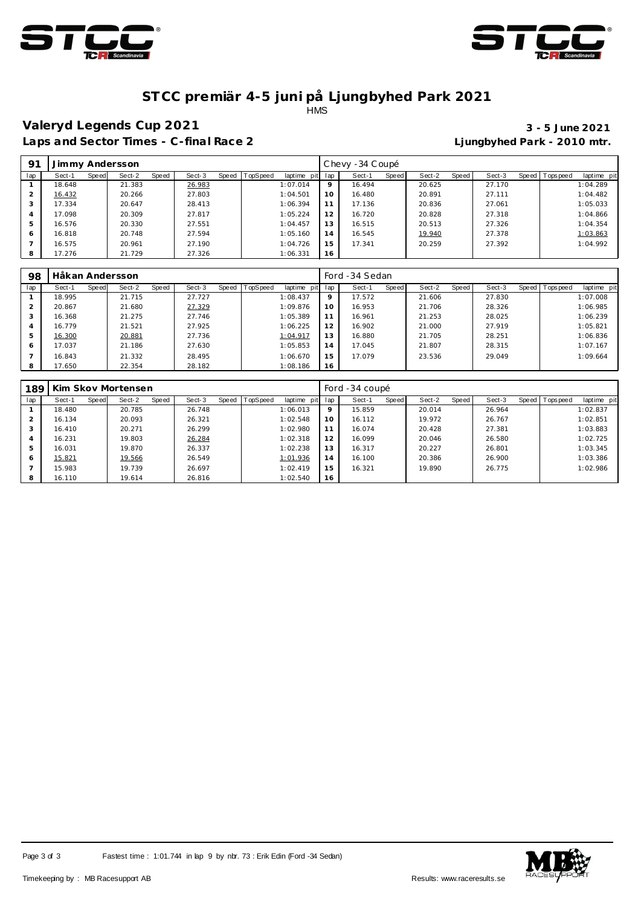# STCC premiär 4-5 juni på Ljungbyhed Park 2021

HMS

## Valeryd Legends Cup 2021

**Laps and Sector Times - C-final Race 2**

**3 - 5 June 2021**

**Ljungbyhed Park - 2010 mtr.**

| 91 | Jimmy Andersson | | | | | | | | Chevy -34 Coupé | | | | | | | | |
|---|---|---|---|---|---|---|---|---|---|---|---|---|---|---|---|---|---|
| lap | Sect-1 | Speed | Sect-2 | Speed | Sect-3 | Speed | TopSpeed | laptime pit | lap | Sect-1 | Speed | Sect-2 | Speed | Sect-3 | Speed | Topspeed | laptime pit |
| 1 | 18.648 | | 21.383 | | 26.983 | | | 1:07.014 | 9 | 16.494 | | 20.625 | | 27.170 | | | 1:04.289 |
| 2 | 16.432 | | 20.266 | | 27.803 | | | 1:04.501 | 10 | 16.480 | | 20.891 | | 27.111 | | | 1:04.482 |
| 3 | 17.334 | | 20.647 | | 28.413 | | | 1:06.394 | 11 | 17.136 | | 20.836 | | 27.061 | | | 1:05.033 |
| 4 | 17.098 | | 20.309 | | 27.817 | | | 1:05.224 | 12 | 16.720 | | 20.828 | | 27.318 | | | 1:04.866 |
| 5 | 16.576 | | 20.330 | | 27.551 | | | 1:04.457 | 13 | 16.515 | | 20.513 | | 27.326 | | | 1:04.354 |
| 6 | 16.818 | | 20.748 | | 27.594 | | | 1:05.160 | 14 | 16.545 | | 19.940 | | 27.378 | | | 1:03.863 |
| 7 | 16.575 | | 20.961 | | 27.190 | | | 1:04.726 | 15 | 17.341 | | 20.259 | | 27.392 | | | 1:04.992 |
| 8 | 17.276 | | 21.729 | | 27.326 | | | 1:06.331 | 16 | | | | | | | | |

| 98 | Håkan Andersson | | | | | | | | Ford -34 Sedan | | | | | | | | |
|---|---|---|---|---|---|---|---|---|---|---|---|---|---|---|---|---|---|
| lap | Sect-1 | Speed | Sect-2 | Speed | Sect-3 | Speed | TopSpeed | laptime pit | lap | Sect-1 | Speed | Sect-2 | Speed | Sect-3 | Speed | Topspeed | laptime pit |
| 1 | 18.995 | | 21.715 | | 27.727 | | | 1:08.437 | 9 | 17.572 | | 21.606 | | 27.830 | | | 1:07.008 |
| 2 | 20.867 | | 21.680 | | 27.329 | | | 1:09.876 | 10 | 16.953 | | 21.706 | | 28.326 | | | 1:06.985 |
| 3 | 16.368 | | 21.275 | | 27.746 | | | 1:05.389 | 11 | 16.961 | | 21.253 | | 28.025 | | | 1:06.239 |
| 4 | 16.779 | | 21.521 | | 27.925 | | | 1:06.225 | 12 | 16.902 | | 21.000 | | 27.919 | | | 1:05.821 |
| 5 | 16.300 | | 20.881 | | 27.736 | | | 1:04.917 | 13 | 16.880 | | 21.705 | | 28.251 | | | 1:06.836 |
| 6 | 17.037 | | 21.186 | | 27.630 | | | 1:05.853 | 14 | 17.045 | | 21.807 | | 28.315 | | | 1:07.167 |
| 7 | 16.843 | | 21.332 | | 28.495 | | | 1:06.670 | 15 | 17.079 | | 23.536 | | 29.049 | | | 1:09.664 |
| 8 | 17.650 | | 22.354 | | 28.182 | | | 1:08.186 | 16 | | | | | | | | |

| 189 | Kim Skov Mortensen | | | | | | | | Ford -34 coupé | | | | | | | | |
|---|---|---|---|---|---|---|---|---|---|---|---|---|---|---|---|---|---|
| lap | Sect-1 | Speed | Sect-2 | Speed | Sect-3 | Speed | TopSpeed | laptime pit | lap | Sect-1 | Speed | Sect-2 | Speed | Sect-3 | Speed | Topspeed | laptime pit |
| 1 | 18.480 | | 20.785 | | 26.748 | | | 1:06.013 | 9 | 15.859 | | 20.014 | | 26.964 | | | 1:02.837 |
| 2 | 16.134 | | 20.093 | | 26.321 | | | 1:02.548 | 10 | 16.112 | | 19.972 | | 26.767 | | | 1:02.851 |
| 3 | 16.410 | | 20.271 | | 26.299 | | | 1:02.980 | 11 | 16.074 | | 20.428 | | 27.381 | | | 1:03.883 |
| 4 | 16.231 | | 19.803 | | 26.284 | | | 1:02.318 | 12 | 16.099 | | 20.046 | | 26.580 | | | 1:02.725 |
| 5 | 16.031 | | 19.870 | | 26.337 | | | 1:02.238 | 13 | 16.317 | | 20.227 | | 26.801 | | | 1:03.345 |
| 6 | 15.821 | | 19.566 | | 26.549 | | | 1:01.936 | 14 | 16.100 | | 20.386 | | 26.900 | | | 1:03.386 |
| 7 | 15.983 | | 19.739 | | 26.697 | | | 1:02.419 | 15 | 16.321 | | 19.890 | | 26.775 | | | 1:02.986 |
| 8 | 16.110 | | 19.614 | | 26.816 | | | 1:02.540 | 16 | | | | | | | | |

Fastest time : 1:01.744 in lap 9 by nbr. 73 : Erik Edin (Ford -34 Sedan)

Timekeeping by : MB Racesupport AB

Results: www.raceresults.se